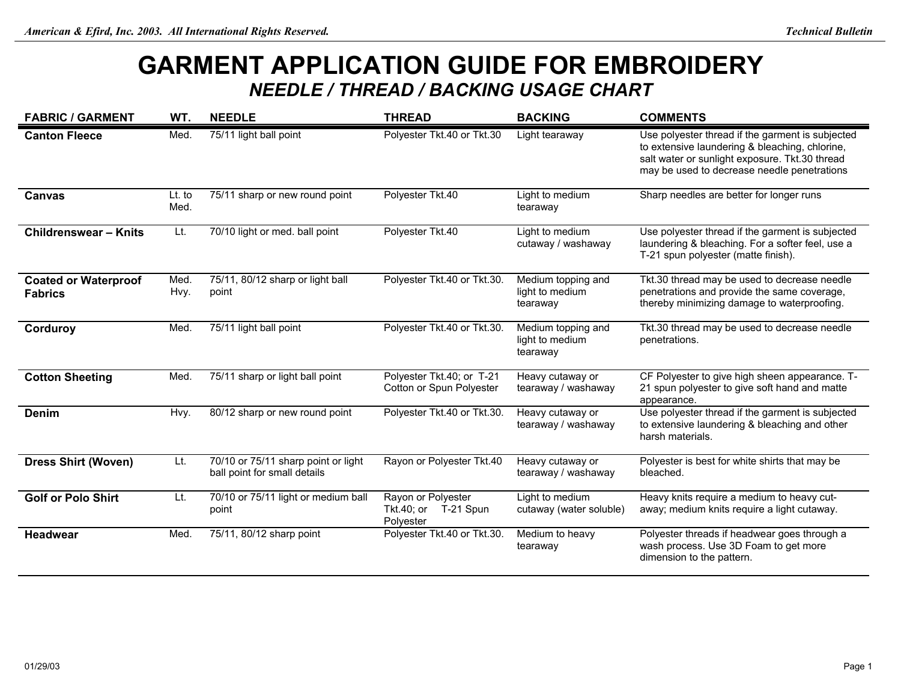# GARMENT APPLICATION GUIDE FOR EMBROIDERY

## *NEEDLE / THREAD / BACKING USAGE CHART*

| FABRIC / GARMENT | WT. | NEEDLE | THREAD | BACKING | COMMENTS |
|---|---|---|---|---|---|
| **Canton Fleece** | Med. | 75/11 light ball point | Polyester Tkt.40 or Tkt.30 | Light tearaway | Use polyester thread if the garment is subjected to extensive laundering & bleaching, chlorine, salt water or sunlight exposure. Tkt.30 thread may be used to decrease needle penetrations |
| **Canvas** | Lt. to Med. | 75/11 sharp or new round point | Polyester Tkt.40 | Light to medium tearaway | Sharp needles are better for longer runs |
| **Childrenswear – Knits** | Lt. | 70/10 light or med. ball point | Polyester Tkt.40 | Light to medium cutaway / washaway | Use polyester thread if the garment is subjected laundering & bleaching. For a softer feel, use a T-21 spun polyester (matte finish). |
| **Coated or Waterproof Fabrics** | Med. Hvy. | 75/11, 80/12 sharp or light ball point | Polyester Tkt.40 or Tkt.30. | Medium topping and light to medium tearaway | Tkt.30 thread may be used to decrease needle penetrations and provide the same coverage, thereby minimizing damage to waterproofing. |
| **Corduroy** | Med. | 75/11 light ball point | Polyester Tkt.40 or Tkt.30. | Medium topping and light to medium tearaway | Tkt.30 thread may be used to decrease needle penetrations. |
| **Cotton Sheeting** | Med. | 75/11 sharp or light ball point | Polyester Tkt.40; or T-21 Cotton or Spun Polyester | Heavy cutaway or tearaway / washaway | CF Polyester to give high sheen appearance. T-21 spun polyester to give soft hand and matte appearance. |
| **Denim** | Hvy. | 80/12 sharp or new round point | Polyester Tkt.40 or Tkt.30. | Heavy cutaway or tearaway / washaway | Use polyester thread if the garment is subjected to extensive laundering & bleaching and other harsh materials. |
| **Dress Shirt (Woven)** | Lt. | 70/10 or 75/11 sharp point or light ball point for small details | Rayon or Polyester Tkt.40 | Heavy cutaway or tearaway / washaway | Polyester is best for white shirts that may be bleached. |
| **Golf or Polo Shirt** | Lt. | 70/10 or 75/11 light or medium ball point | Rayon or Polyester Tkt.40; or T-21 Spun Polyester | Light to medium cutaway (water soluble) | Heavy knits require a medium to heavy cut-away; medium knits require a light cutaway. |
| **Headwear** | Med. | 75/11, 80/12 sharp point | Polyester Tkt.40 or Tkt.30. | Medium to heavy tearaway | Polyester threads if headwear goes through a wash process. Use 3D Foam to get more dimension to the pattern. |

01/29/03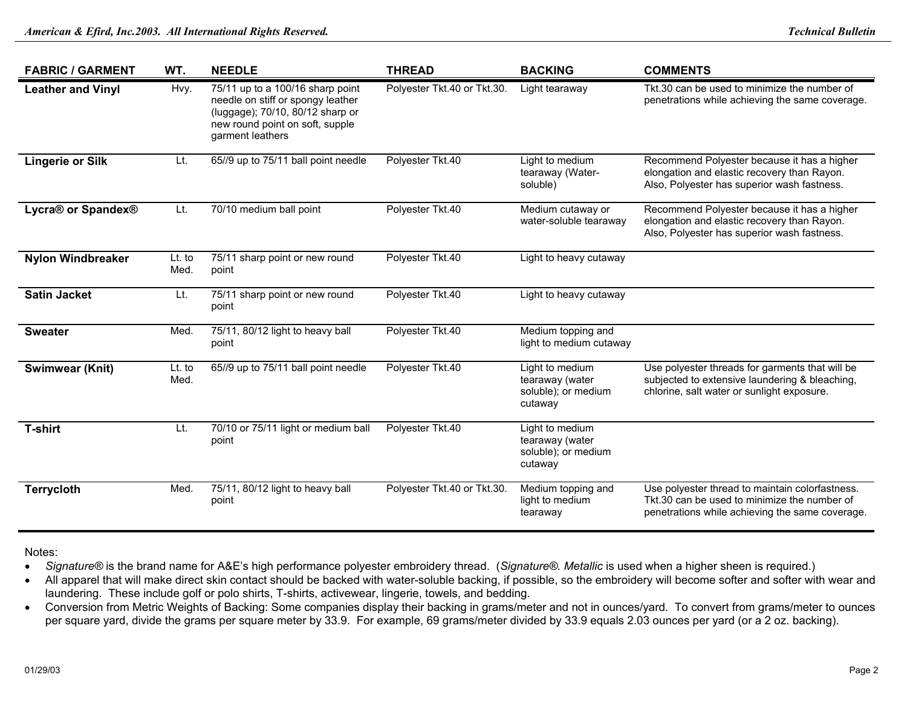| FABRIC / GARMENT | WT. | NEEDLE | THREAD | BACKING | COMMENTS |
|---|---|---|---|---|---|
| **Leather and Vinyl** | Hvy. | 75/11 up to a 100/16 sharp point needle on stiff or spongy leather (luggage); 70/10, 80/12 sharp or new round point on soft, supple garment leathers | Polyester Tkt.40 or Tkt.30. | Light tearaway | Tkt.30 can be used to minimize the number of penetrations while achieving the same coverage. |
| **Lingerie or Silk** | Lt. | 65//9 up to 75/11 ball point needle | Polyester Tkt.40 | Light to medium tearaway (Water-soluble) | Recommend Polyester because it has a higher elongation and elastic recovery than Rayon. Also, Polyester has superior wash fastness. |
| **Lycra® or Spandex®** | Lt. | 70/10 medium ball point | Polyester Tkt.40 | Medium cutaway or water-soluble tearaway | Recommend Polyester because it has a higher elongation and elastic recovery than Rayon. Also, Polyester has superior wash fastness. |
| **Nylon Windbreaker** | Lt. to Med. | 75/11 sharp point or new round point | Polyester Tkt.40 | Light to heavy cutaway | |
| **Satin Jacket** | Lt. | 75/11 sharp point or new round point | Polyester Tkt.40 | Light to heavy cutaway | |
| **Sweater** | Med. | 75/11, 80/12 light to heavy ball point | Polyester Tkt.40 | Medium topping and light to medium cutaway | |
| **Swimwear (Knit)** | Lt. to Med. | 65//9 up to 75/11 ball point needle | Polyester Tkt.40 | Light to medium tearaway (water soluble); or medium cutaway | Use polyester threads for garments that will be subjected to extensive laundering & bleaching, chlorine, salt water or sunlight exposure. |
| **T-shirt** | Lt. | 70/10 or 75/11 light or medium ball point | Polyester Tkt.40 | Light to medium tearaway (water soluble); or medium cutaway | |
| **Terrycloth** | Med. | 75/11, 80/12 light to heavy ball point | Polyester Tkt.40 or Tkt.30. | Medium topping and light to medium tearaway | Use polyester thread to maintain colorfastness. Tkt.30 can be used to minimize the number of penetrations while achieving the same coverage. |

Notes:

- *Signature®* is the brand name for A&E's high performance polyester embroidery thread. (*Signature®. Metallic* is used when a higher sheen is required.)
- All apparel that will make direct skin contact should be backed with water-soluble backing, if possible, so the embroidery will become softer and softer with wear and laundering. These include golf or polo shirts, T-shirts, activewear, lingerie, towels, and bedding.
- Conversion from Metric Weights of Backing: Some companies display their backing in grams/meter and not in ounces/yard. To convert from grams/meter to ounces per square yard, divide the grams per square meter by 33.9. For example, 69 grams/meter divided by 33.9 equals 2.03 ounces per yard (or a 2 oz. backing).

01/29/03